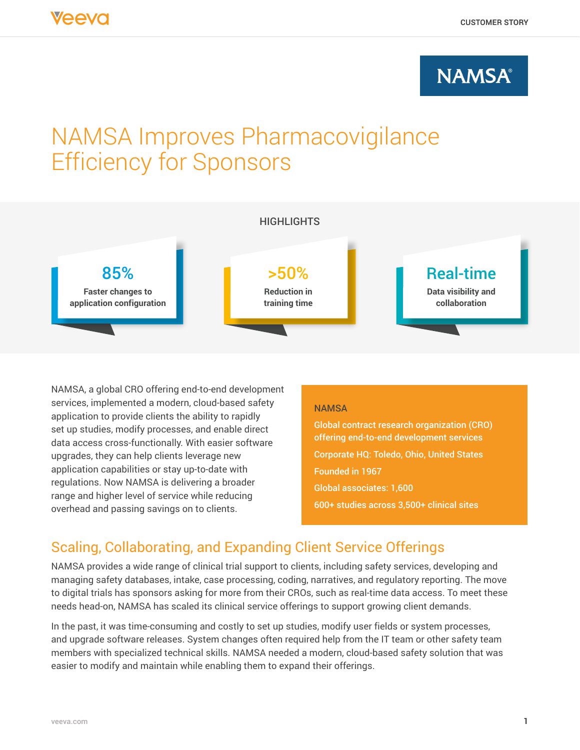# NAMSA Improves Pharmacovigilance Efficiency for Sponsors

## HIGHLIGHTS

**85%**
Faster changes to application configuration

**>50%**
Reduction in training time

**Real-time**
Data visibility and collaboration

NAMSA, a global CRO offering end-to-end development services, implemented a modern, cloud-based safety application to provide clients the ability to rapidly set up studies, modify processes, and enable direct data access cross-functionally. With easier software upgrades, they can help clients leverage new application capabilities or stay up-to-date with regulations. Now NAMSA is delivering a broader range and higher level of service while reducing overhead and passing savings on to clients.

**NAMSA**

- Global contract research organization (CRO) offering end-to-end development services
- Corporate HQ: Toledo, Ohio, United States
- Founded in 1967
- Global associates: 1,600
- 600+ studies across 3,500+ clinical sites

## Scaling, Collaborating, and Expanding Client Service Offerings

NAMSA provides a wide range of clinical trial support to clients, including safety services, developing and managing safety databases, intake, case processing, coding, narratives, and regulatory reporting. The move to digital trials has sponsors asking for more from their CROs, such as real-time data access. To meet these needs head-on, NAMSA has scaled its clinical service offerings to support growing client demands.

In the past, it was time-consuming and costly to set up studies, modify user fields or system processes, and upgrade software releases. System changes often required help from the IT team or other safety team members with specialized technical skills. NAMSA needed a modern, cloud-based safety solution that was easier to modify and maintain while enabling them to expand their offerings.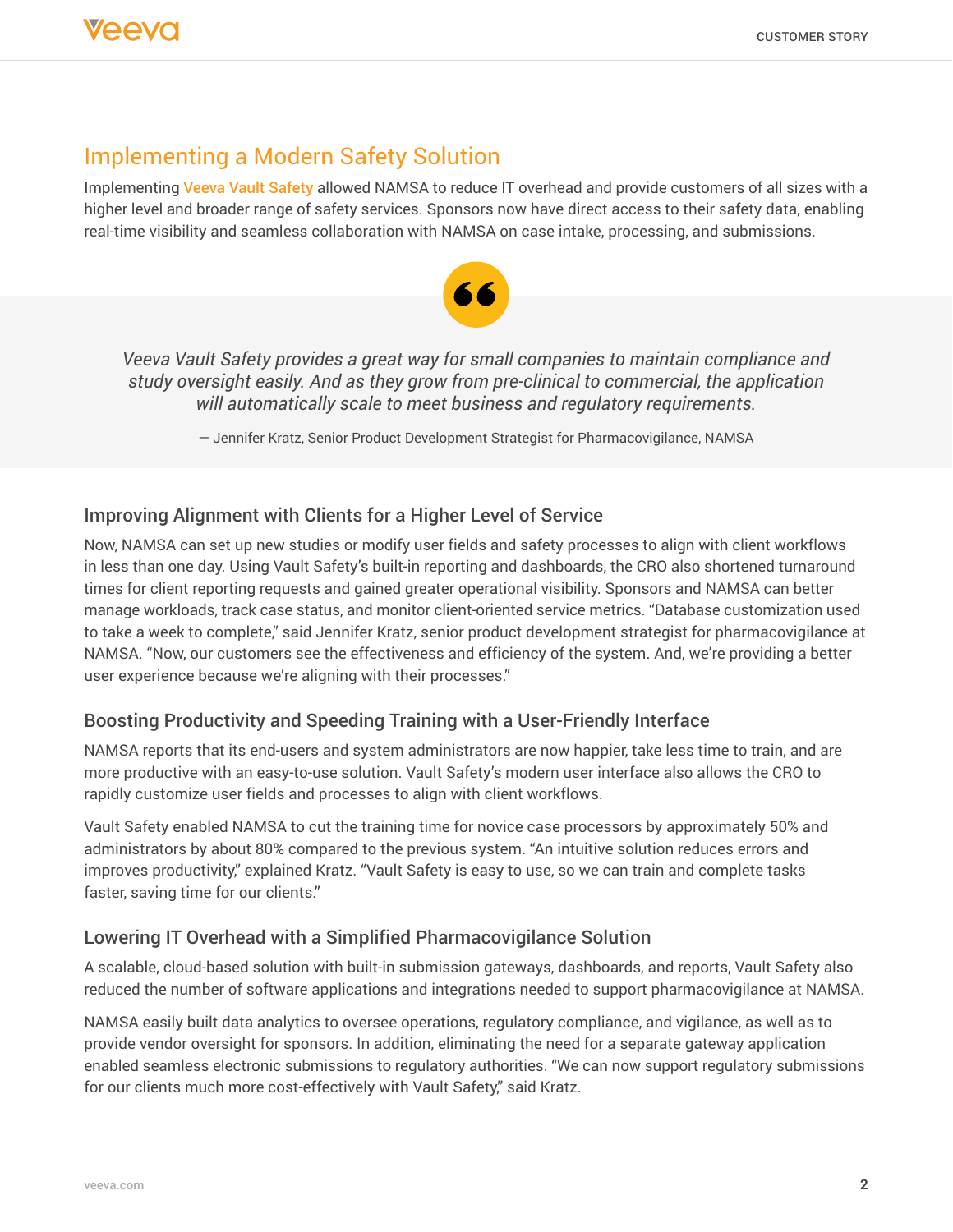## Implementing a Modern Safety Solution

Implementing **Veeva Vault Safety** allowed NAMSA to reduce IT overhead and provide customers of all sizes with a higher level and broader range of safety services. Sponsors now have direct access to their safety data, enabling real-time visibility and seamless collaboration with NAMSA on case intake, processing, and submissions.

> *Veeva Vault Safety provides a great way for small companies to maintain compliance and study oversight easily. And as they grow from pre-clinical to commercial, the application will automatically scale to meet business and regulatory requirements.*
>
> — Jennifer Kratz, Senior Product Development Strategist for Pharmacovigilance, NAMSA

### Improving Alignment with Clients for a Higher Level of Service

Now, NAMSA can set up new studies or modify user fields and safety processes to align with client workflows in less than one day. Using Vault Safety's built-in reporting and dashboards, the CRO also shortened turnaround times for client reporting requests and gained greater operational visibility. Sponsors and NAMSA can better manage workloads, track case status, and monitor client-oriented service metrics. "Database customization used to take a week to complete," said Jennifer Kratz, senior product development strategist for pharmacovigilance at NAMSA. "Now, our customers see the effectiveness and efficiency of the system. And, we're providing a better user experience because we're aligning with their processes."

### Boosting Productivity and Speeding Training with a User-Friendly Interface

NAMSA reports that its end-users and system administrators are now happier, take less time to train, and are more productive with an easy-to-use solution. Vault Safety's modern user interface also allows the CRO to rapidly customize user fields and processes to align with client workflows.

Vault Safety enabled NAMSA to cut the training time for novice case processors by approximately 50% and administrators by about 80% compared to the previous system. "An intuitive solution reduces errors and improves productivity," explained Kratz. "Vault Safety is easy to use, so we can train and complete tasks faster, saving time for our clients."

### Lowering IT Overhead with a Simplified Pharmacovigilance Solution

A scalable, cloud-based solution with built-in submission gateways, dashboards, and reports, Vault Safety also reduced the number of software applications and integrations needed to support pharmacovigilance at NAMSA.

NAMSA easily built data analytics to oversee operations, regulatory compliance, and vigilance, as well as to provide vendor oversight for sponsors. In addition, eliminating the need for a separate gateway application enabled seamless electronic submissions to regulatory authorities. "We can now support regulatory submissions for our clients much more cost-effectively with Vault Safety," said Kratz.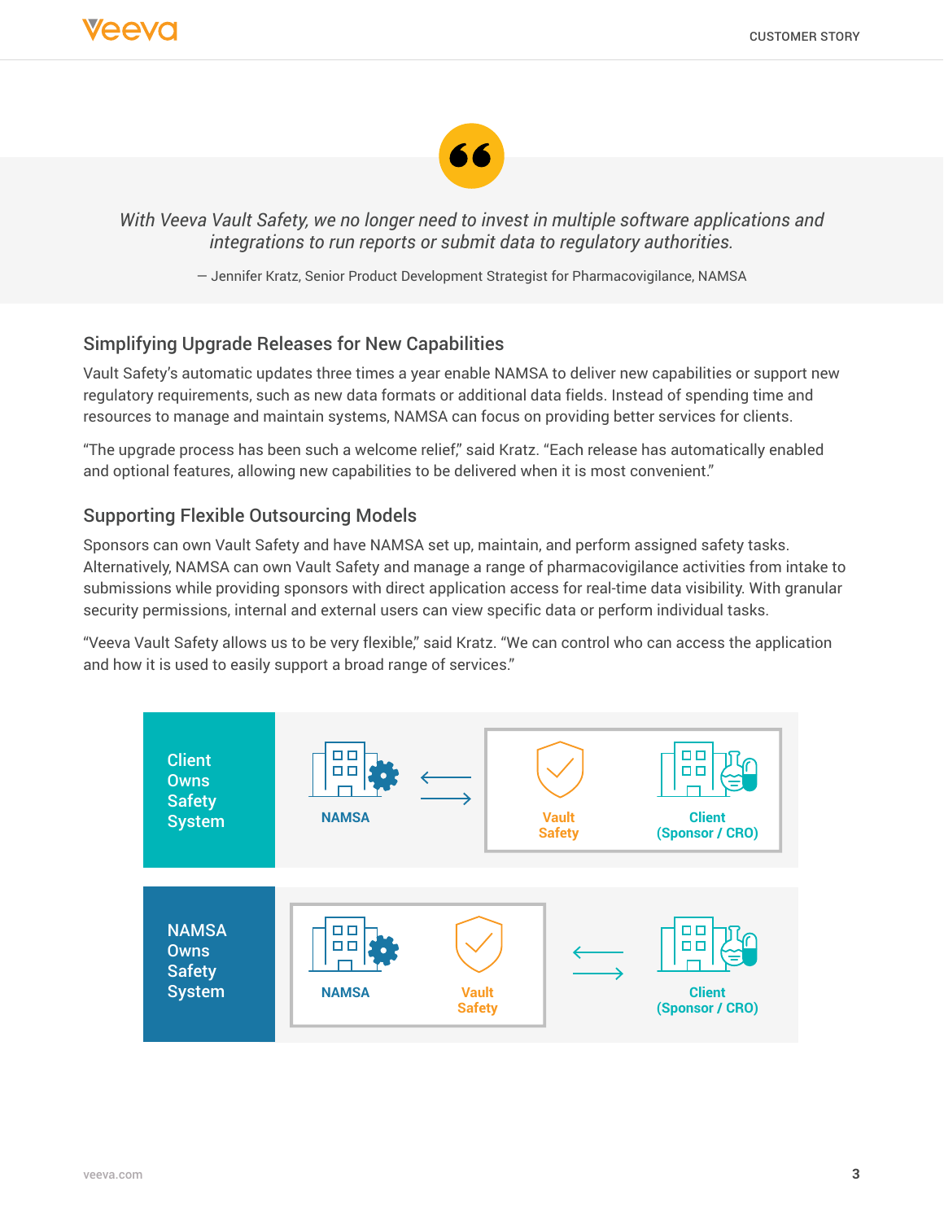> *With Veeva Vault Safety, we no longer need to invest in multiple software applications and integrations to run reports or submit data to regulatory authorities.*
>
> — Jennifer Kratz, Senior Product Development Strategist for Pharmacovigilance, NAMSA

## Simplifying Upgrade Releases for New Capabilities

Vault Safety's automatic updates three times a year enable NAMSA to deliver new capabilities or support new regulatory requirements, such as new data formats or additional data fields. Instead of spending time and resources to manage and maintain systems, NAMSA can focus on providing better services for clients.

"The upgrade process has been such a welcome relief," said Kratz. "Each release has automatically enabled and optional features, allowing new capabilities to be delivered when it is most convenient."

## Supporting Flexible Outsourcing Models

Sponsors can own Vault Safety and have NAMSA set up, maintain, and perform assigned safety tasks. Alternatively, NAMSA can own Vault Safety and manage a range of pharmacovigilance activities from intake to submissions while providing sponsors with direct application access for real-time data visibility. With granular security permissions, internal and external users can view specific data or perform individual tasks.

"Veeva Vault Safety allows us to be very flexible," said Kratz. "We can control who can access the application and how it is used to easily support a broad range of services."

**Client Owns Safety System**

NAMSA ⇄ [Vault Safety | Client (Sponsor / CRO)]

**NAMSA Owns Safety System**

[NAMSA | Vault Safety] ⇄ Client (Sponsor / CRO)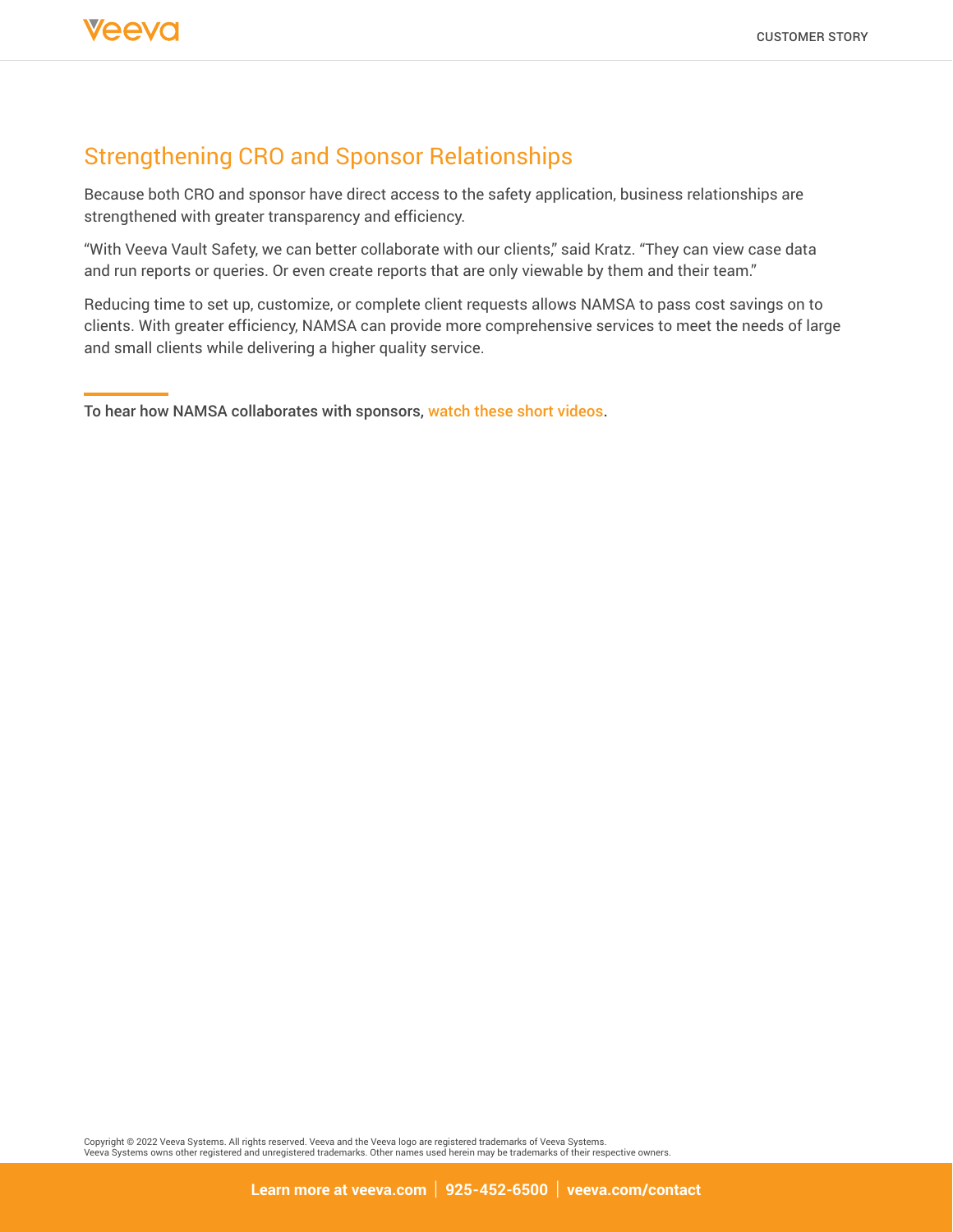## Strengthening CRO and Sponsor Relationships

Because both CRO and sponsor have direct access to the safety application, business relationships are strengthened with greater transparency and efficiency.

“With Veeva Vault Safety, we can better collaborate with our clients,” said Kratz. “They can view case data and run reports or queries. Or even create reports that are only viewable by them and their team.”

Reducing time to set up, customize, or complete client requests allows NAMSA to pass cost savings on to clients. With greater efficiency, NAMSA can provide more comprehensive services to meet the needs of large and small clients while delivering a higher quality service.

To hear how NAMSA collaborates with sponsors, watch these short videos.

Copyright © 2022 Veeva Systems. All rights reserved. Veeva and the Veeva logo are registered trademarks of Veeva Systems.
Veeva Systems owns other registered and unregistered trademarks. Other names used herein may be trademarks of their respective owners.

**Learn more at veeva.com | 925-452-6500 | veeva.com/contact**